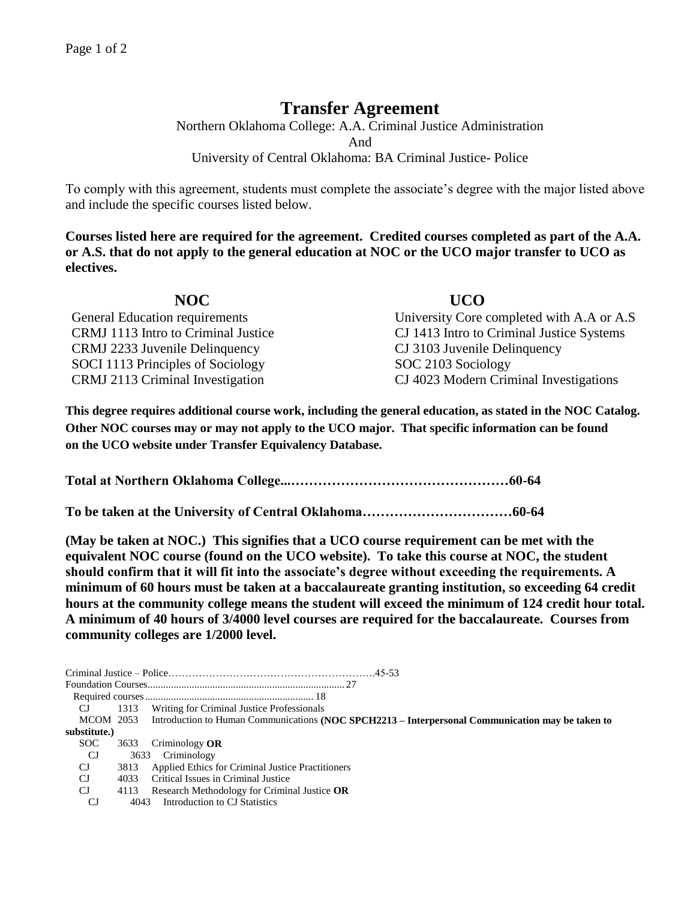# Transfer Agreement

Northern Oklahoma College: A.A. Criminal Justice Administration
And
University of Central Oklahoma: BA Criminal Justice- Police

To comply with this agreement, students must complete the associate's degree with the major listed above and include the specific courses listed below.

**Courses listed here are required for the agreement. Credited courses completed as part of the A.A. or A.S. that do not apply to the general education at NOC or the UCO major transfer to UCO as electives.**

| NOC | UCO |
|---|---|
| General Education requirements | University Core completed with A.A or A.S |
| CRMJ 1113 Intro to Criminal Justice | CJ 1413 Intro to Criminal Justice Systems |
| CRMJ 2233 Juvenile Delinquency | CJ 3103 Juvenile Delinquency |
| SOCI 1113 Principles of Sociology | SOC 2103 Sociology |
| CRMJ 2113 Criminal Investigation | CJ 4023 Modern Criminal Investigations |

**This degree requires additional course work, including the general education, as stated in the NOC Catalog. Other NOC courses may or may not apply to the UCO major. That specific information can be found on the UCO website under Transfer Equivalency Database.**

**Total at Northern Oklahoma College...…………………………………………60-64**

**To be taken at the University of Central Oklahoma……………………………60-64**

**(May be taken at NOC.) This signifies that a UCO course requirement can be met with the equivalent NOC course (found on the UCO website). To take this course at NOC, the student should confirm that it will fit into the associate's degree without exceeding the requirements. A minimum of 60 hours must be taken at a baccalaureate granting institution, so exceeding 64 credit hours at the community college means the student will exceed the minimum of 124 credit hour total. A minimum of 40 hours of 3/4000 level courses are required for the baccalaureate. Courses from community colleges are 1/2000 level.**

Criminal Justice – Police……………………………………………………45-53
Foundation Courses.............................................................................27
Required courses................................................................. 18
- CJ 1313 Writing for Criminal Justice Professionals
- MCOM 2053 Introduction to Human Communications **(NOC SPCH2213 – Interpersonal Communication may be taken to substitute.)**
- SOC 3633 Criminology **OR**
  - CJ 3633 Criminology
- CJ 3813 Applied Ethics for Criminal Justice Practitioners
- CJ 4033 Critical Issues in Criminal Justice
- CJ 4113 Research Methodology for Criminal Justice **OR**
  - CJ 4043 Introduction to CJ Statistics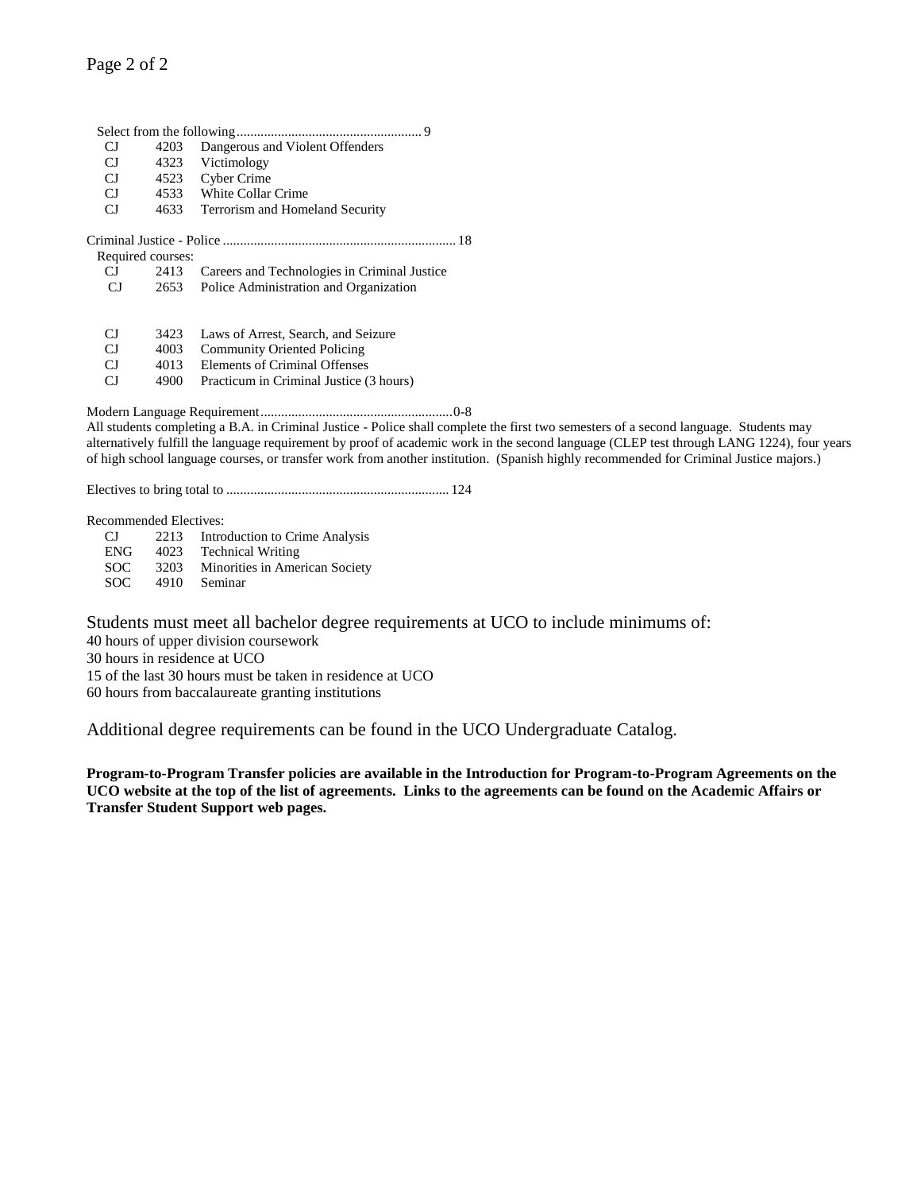Select from the following...................................................... 9

| | | |
|---|---|---|
| CJ | 4203 | Dangerous and Violent Offenders |
| CJ | 4323 | Victimology |
| CJ | 4523 | Cyber Crime |
| CJ | 4533 | White Collar Crime |
| CJ | 4633 | Terrorism and Homeland Security |

Criminal Justice - Police .................................................................... 18

Required courses:

| | | |
|---|---|---|
| CJ | 2413 | Careers and Technologies in Criminal Justice |
| CJ | 2653 | Police Administration and Organization |
| CJ | 3423 | Laws of Arrest, Search, and Seizure |
| CJ | 4003 | Community Oriented Policing |
| CJ | 4013 | Elements of Criminal Offenses |
| CJ | 4900 | Practicum in Criminal Justice (3 hours) |

Modern Language Requirement........................................................0-8

All students completing a B.A. in Criminal Justice - Police shall complete the first two semesters of a second language. Students may alternatively fulfill the language requirement by proof of academic work in the second language (CLEP test through LANG 1224), four years of high school language courses, or transfer work from another institution. (Spanish highly recommended for Criminal Justice majors.)

Electives to bring total to ................................................................. 124

Recommended Electives:

| | | |
|---|---|---|
| CJ | 2213 | Introduction to Crime Analysis |
| ENG | 4023 | Technical Writing |
| SOC | 3203 | Minorities in American Society |
| SOC | 4910 | Seminar |

Students must meet all bachelor degree requirements at UCO to include minimums of:

40 hours of upper division coursework
30 hours in residence at UCO
15 of the last 30 hours must be taken in residence at UCO
60 hours from baccalaureate granting institutions

Additional degree requirements can be found in the UCO Undergraduate Catalog.

**Program-to-Program Transfer policies are available in the Introduction for Program-to-Program Agreements on the UCO website at the top of the list of agreements. Links to the agreements can be found on the Academic Affairs or Transfer Student Support web pages.**